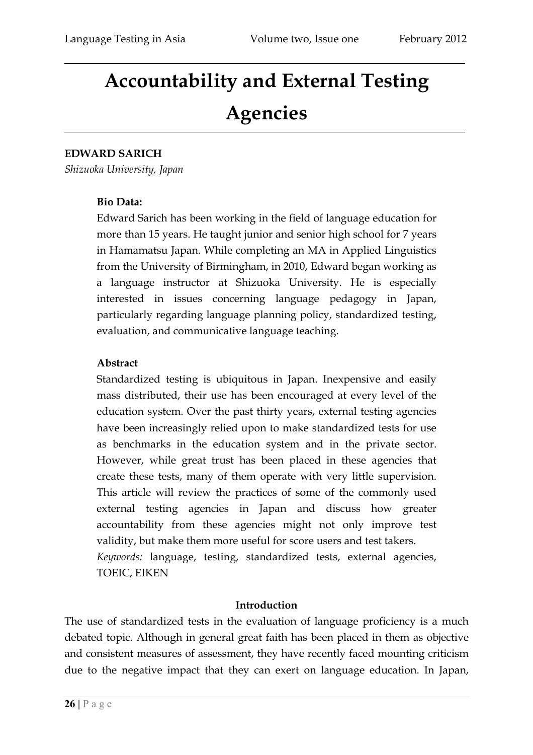# Accountability and External Testing Agencies

**EDWARD SARICH**
*Shizuoka University, Japan*

**Bio Data:**

Edward Sarich has been working in the field of language education for more than 15 years. He taught junior and senior high school for 7 years in Hamamatsu Japan. While completing an MA in Applied Linguistics from the University of Birmingham, in 2010, Edward began working as a language instructor at Shizuoka University. He is especially interested in issues concerning language pedagogy in Japan, particularly regarding language planning policy, standardized testing, evaluation, and communicative language teaching.

**Abstract**

Standardized testing is ubiquitous in Japan. Inexpensive and easily mass distributed, their use has been encouraged at every level of the education system. Over the past thirty years, external testing agencies have been increasingly relied upon to make standardized tests for use as benchmarks in the education system and in the private sector. However, while great trust has been placed in these agencies that create these tests, many of them operate with very little supervision. This article will review the practices of some of the commonly used external testing agencies in Japan and discuss how greater accountability from these agencies might not only improve test validity, but make them more useful for score users and test takers.

*Keywords:* language, testing, standardized tests, external agencies, TOEIC, EIKEN

## Introduction

The use of standardized tests in the evaluation of language proficiency is a much debated topic. Although in general great faith has been placed in them as objective and consistent measures of assessment, they have recently faced mounting criticism due to the negative impact that they can exert on language education. In Japan,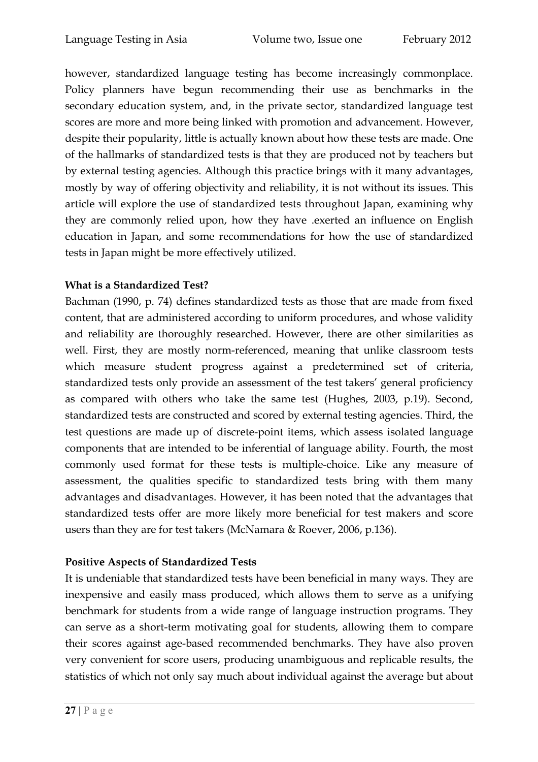however, standardized language testing has become increasingly commonplace. Policy planners have begun recommending their use as benchmarks in the secondary education system, and, in the private sector, standardized language test scores are more and more being linked with promotion and advancement. However, despite their popularity, little is actually known about how these tests are made. One of the hallmarks of standardized tests is that they are produced not by teachers but by external testing agencies. Although this practice brings with it many advantages, mostly by way of offering objectivity and reliability, it is not without its issues. This article will explore the use of standardized tests throughout Japan, examining why they are commonly relied upon, how they have .exerted an influence on English education in Japan, and some recommendations for how the use of standardized tests in Japan might be more effectively utilized.

**What is a Standardized Test?**

Bachman (1990, p. 74) defines standardized tests as those that are made from fixed content, that are administered according to uniform procedures, and whose validity and reliability are thoroughly researched. However, there are other similarities as well. First, they are mostly norm-referenced, meaning that unlike classroom tests which measure student progress against a predetermined set of criteria, standardized tests only provide an assessment of the test takers' general proficiency as compared with others who take the same test (Hughes, 2003, p.19). Second, standardized tests are constructed and scored by external testing agencies. Third, the test questions are made up of discrete-point items, which assess isolated language components that are intended to be inferential of language ability. Fourth, the most commonly used format for these tests is multiple-choice. Like any measure of assessment, the qualities specific to standardized tests bring with them many advantages and disadvantages. However, it has been noted that the advantages that standardized tests offer are more likely more beneficial for test makers and score users than they are for test takers (McNamara & Roever, 2006, p.136).

**Positive Aspects of Standardized Tests**

It is undeniable that standardized tests have been beneficial in many ways. They are inexpensive and easily mass produced, which allows them to serve as a unifying benchmark for students from a wide range of language instruction programs. They can serve as a short-term motivating goal for students, allowing them to compare their scores against age-based recommended benchmarks. They have also proven very convenient for score users, producing unambiguous and replicable results, the statistics of which not only say much about individual against the average but about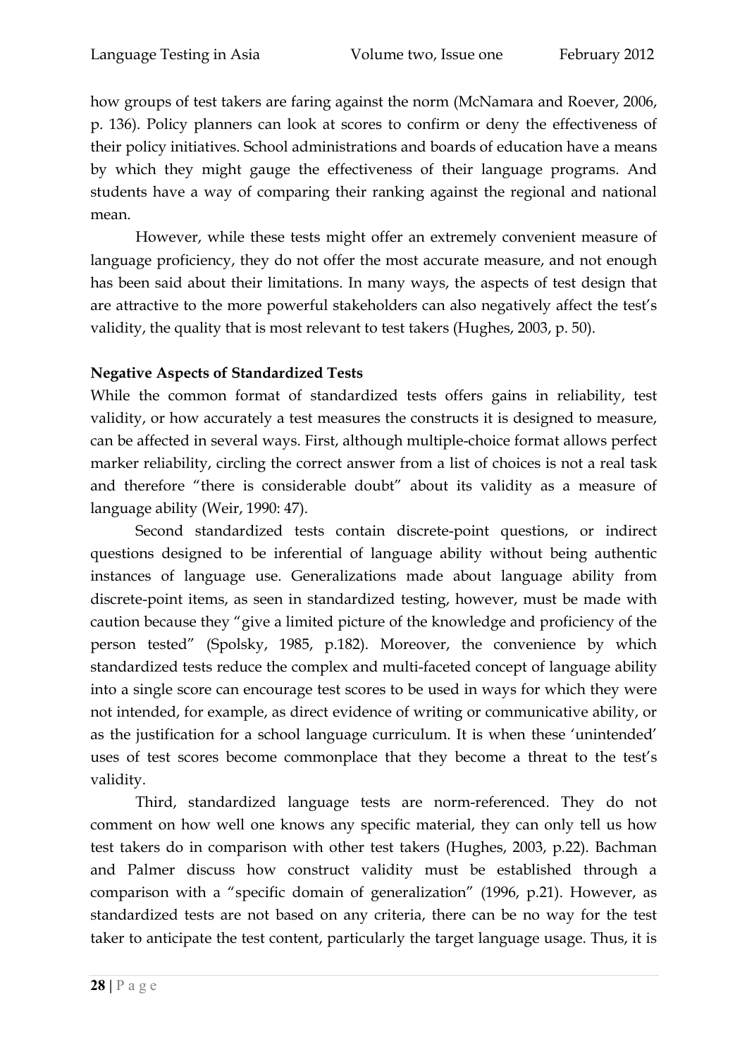how groups of test takers are faring against the norm (McNamara and Roever, 2006, p. 136). Policy planners can look at scores to confirm or deny the effectiveness of their policy initiatives. School administrations and boards of education have a means by which they might gauge the effectiveness of their language programs. And students have a way of comparing their ranking against the regional and national mean.

However, while these tests might offer an extremely convenient measure of language proficiency, they do not offer the most accurate measure, and not enough has been said about their limitations. In many ways, the aspects of test design that are attractive to the more powerful stakeholders can also negatively affect the test's validity, the quality that is most relevant to test takers (Hughes, 2003, p. 50).

**Negative Aspects of Standardized Tests**

While the common format of standardized tests offers gains in reliability, test validity, or how accurately a test measures the constructs it is designed to measure, can be affected in several ways. First, although multiple-choice format allows perfect marker reliability, circling the correct answer from a list of choices is not a real task and therefore "there is considerable doubt" about its validity as a measure of language ability (Weir, 1990: 47).

Second standardized tests contain discrete-point questions, or indirect questions designed to be inferential of language ability without being authentic instances of language use. Generalizations made about language ability from discrete-point items, as seen in standardized testing, however, must be made with caution because they "give a limited picture of the knowledge and proficiency of the person tested" (Spolsky, 1985, p.182). Moreover, the convenience by which standardized tests reduce the complex and multi-faceted concept of language ability into a single score can encourage test scores to be used in ways for which they were not intended, for example, as direct evidence of writing or communicative ability, or as the justification for a school language curriculum. It is when these 'unintended' uses of test scores become commonplace that they become a threat to the test's validity.

Third, standardized language tests are norm-referenced. They do not comment on how well one knows any specific material, they can only tell us how test takers do in comparison with other test takers (Hughes, 2003, p.22). Bachman and Palmer discuss how construct validity must be established through a comparison with a "specific domain of generalization" (1996, p.21). However, as standardized tests are not based on any criteria, there can be no way for the test taker to anticipate the test content, particularly the target language usage. Thus, it is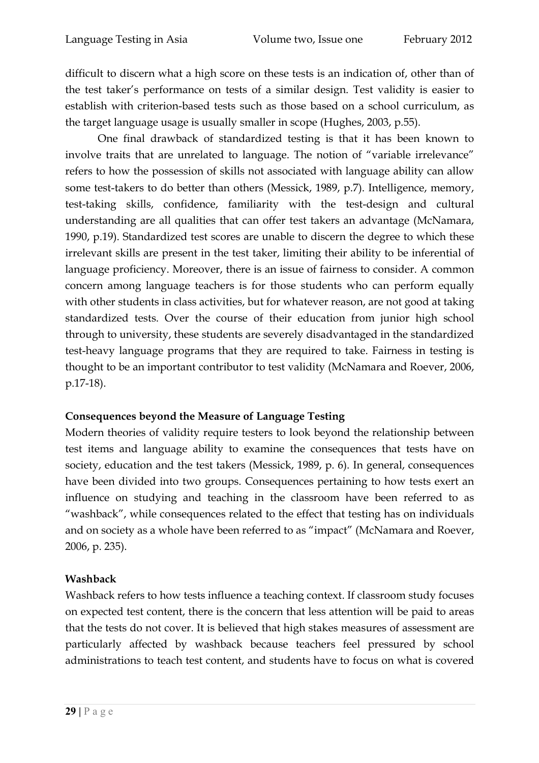difficult to discern what a high score on these tests is an indication of, other than of the test taker's performance on tests of a similar design. Test validity is easier to establish with criterion-based tests such as those based on a school curriculum, as the target language usage is usually smaller in scope (Hughes, 2003, p.55).

One final drawback of standardized testing is that it has been known to involve traits that are unrelated to language. The notion of "variable irrelevance" refers to how the possession of skills not associated with language ability can allow some test-takers to do better than others (Messick, 1989, p.7). Intelligence, memory, test-taking skills, confidence, familiarity with the test-design and cultural understanding are all qualities that can offer test takers an advantage (McNamara, 1990, p.19). Standardized test scores are unable to discern the degree to which these irrelevant skills are present in the test taker, limiting their ability to be inferential of language proficiency. Moreover, there is an issue of fairness to consider. A common concern among language teachers is for those students who can perform equally with other students in class activities, but for whatever reason, are not good at taking standardized tests. Over the course of their education from junior high school through to university, these students are severely disadvantaged in the standardized test-heavy language programs that they are required to take. Fairness in testing is thought to be an important contributor to test validity (McNamara and Roever, 2006, p.17-18).

**Consequences beyond the Measure of Language Testing**

Modern theories of validity require testers to look beyond the relationship between test items and language ability to examine the consequences that tests have on society, education and the test takers (Messick, 1989, p. 6). In general, consequences have been divided into two groups. Consequences pertaining to how tests exert an influence on studying and teaching in the classroom have been referred to as "washback", while consequences related to the effect that testing has on individuals and on society as a whole have been referred to as "impact" (McNamara and Roever, 2006, p. 235).

**Washback**

Washback refers to how tests influence a teaching context. If classroom study focuses on expected test content, there is the concern that less attention will be paid to areas that the tests do not cover. It is believed that high stakes measures of assessment are particularly affected by washback because teachers feel pressured by school administrations to teach test content, and students have to focus on what is covered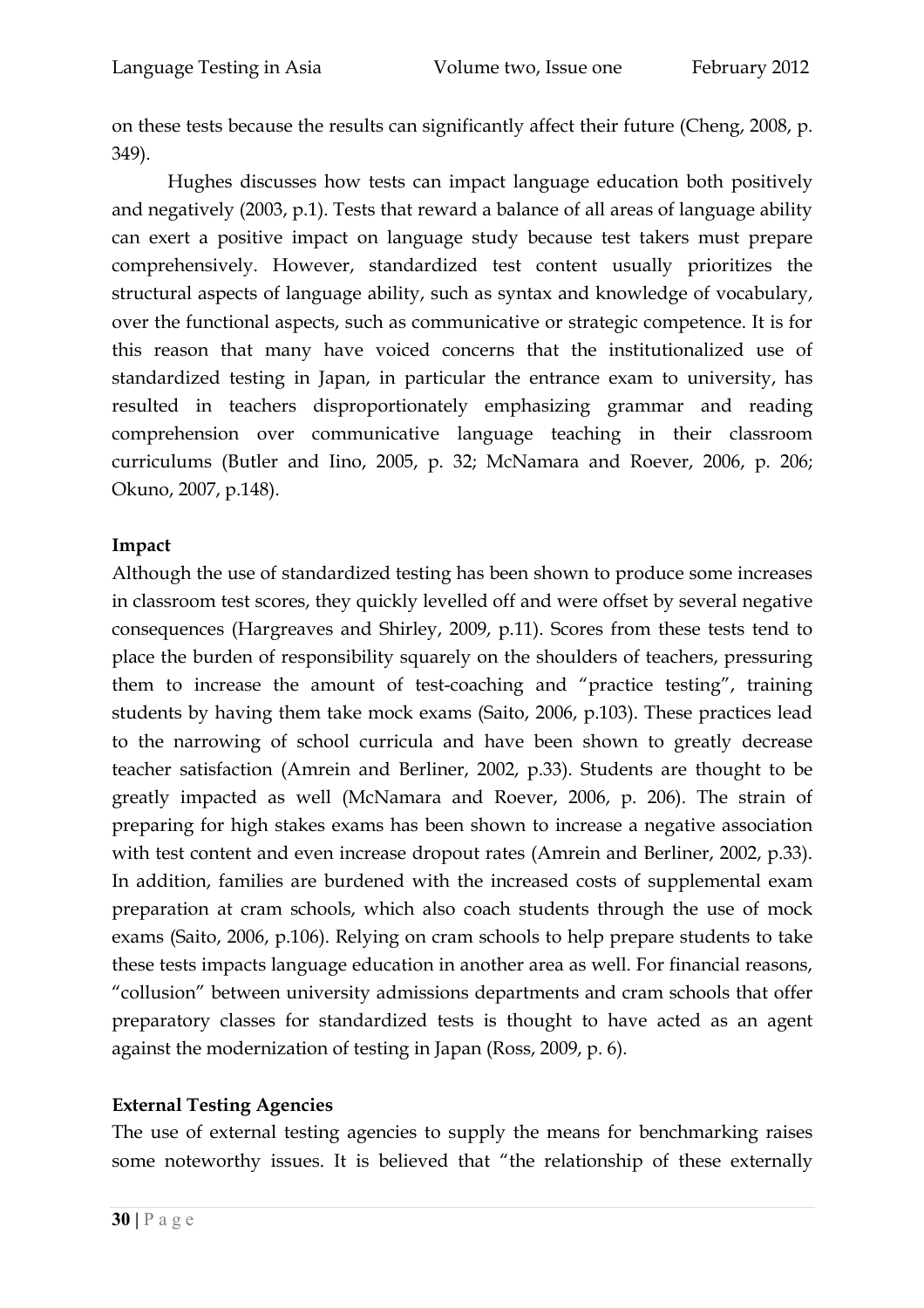on these tests because the results can significantly affect their future (Cheng, 2008, p. 349).

Hughes discusses how tests can impact language education both positively and negatively (2003, p.1). Tests that reward a balance of all areas of language ability can exert a positive impact on language study because test takers must prepare comprehensively. However, standardized test content usually prioritizes the structural aspects of language ability, such as syntax and knowledge of vocabulary, over the functional aspects, such as communicative or strategic competence. It is for this reason that many have voiced concerns that the institutionalized use of standardized testing in Japan, in particular the entrance exam to university, has resulted in teachers disproportionately emphasizing grammar and reading comprehension over communicative language teaching in their classroom curriculums (Butler and Iino, 2005, p. 32; McNamara and Roever, 2006, p. 206; Okuno, 2007, p.148).

**Impact**

Although the use of standardized testing has been shown to produce some increases in classroom test scores, they quickly levelled off and were offset by several negative consequences (Hargreaves and Shirley, 2009, p.11). Scores from these tests tend to place the burden of responsibility squarely on the shoulders of teachers, pressuring them to increase the amount of test-coaching and "practice testing", training students by having them take mock exams (Saito, 2006, p.103). These practices lead to the narrowing of school curricula and have been shown to greatly decrease teacher satisfaction (Amrein and Berliner, 2002, p.33). Students are thought to be greatly impacted as well (McNamara and Roever, 2006, p. 206). The strain of preparing for high stakes exams has been shown to increase a negative association with test content and even increase dropout rates (Amrein and Berliner, 2002, p.33). In addition, families are burdened with the increased costs of supplemental exam preparation at cram schools, which also coach students through the use of mock exams (Saito, 2006, p.106). Relying on cram schools to help prepare students to take these tests impacts language education in another area as well. For financial reasons, "collusion" between university admissions departments and cram schools that offer preparatory classes for standardized tests is thought to have acted as an agent against the modernization of testing in Japan (Ross, 2009, p. 6).

**External Testing Agencies**

The use of external testing agencies to supply the means for benchmarking raises some noteworthy issues. It is believed that "the relationship of these externally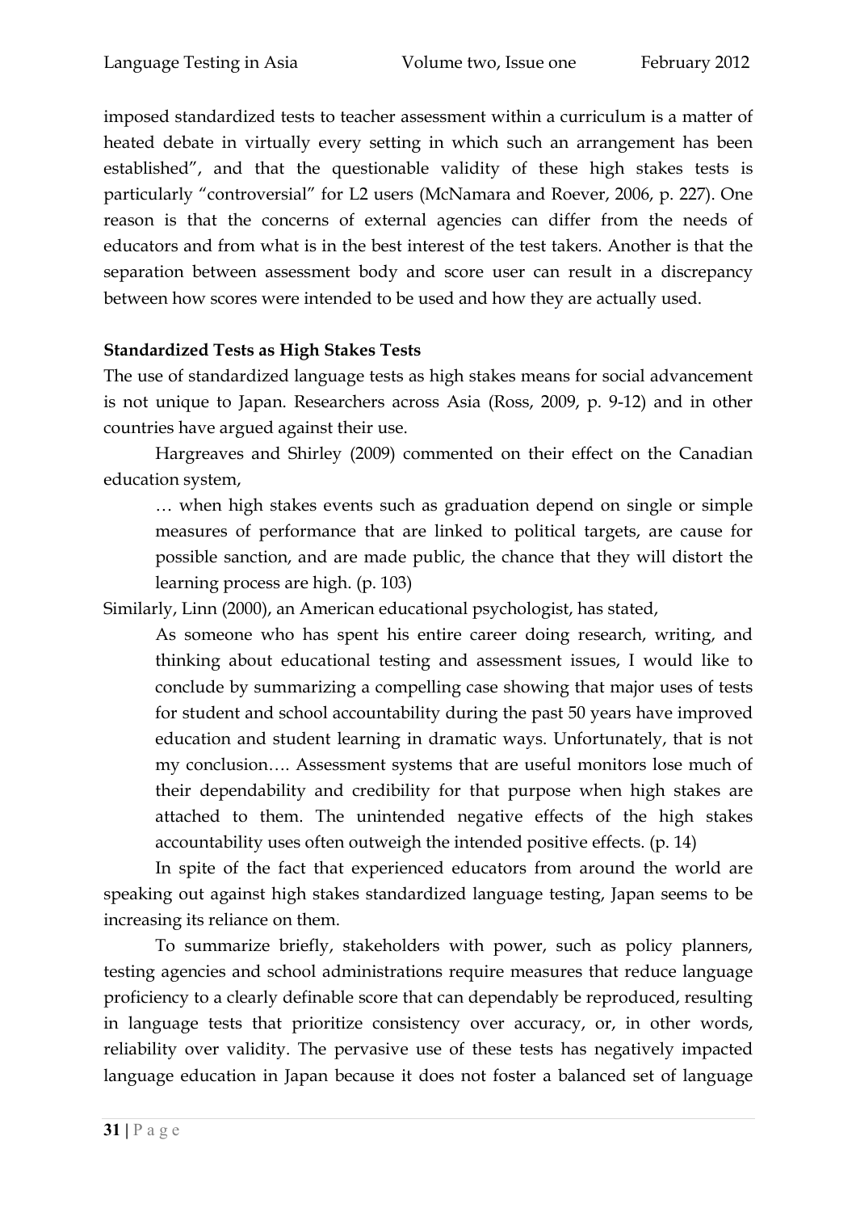imposed standardized tests to teacher assessment within a curriculum is a matter of heated debate in virtually every setting in which such an arrangement has been established", and that the questionable validity of these high stakes tests is particularly "controversial" for L2 users (McNamara and Roever, 2006, p. 227). One reason is that the concerns of external agencies can differ from the needs of educators and from what is in the best interest of the test takers. Another is that the separation between assessment body and score user can result in a discrepancy between how scores were intended to be used and how they are actually used.

**Standardized Tests as High Stakes Tests**

The use of standardized language tests as high stakes means for social advancement is not unique to Japan. Researchers across Asia (Ross, 2009, p. 9-12) and in other countries have argued against their use.

Hargreaves and Shirley (2009) commented on their effect on the Canadian education system,

> … when high stakes events such as graduation depend on single or simple measures of performance that are linked to political targets, are cause for possible sanction, and are made public, the chance that they will distort the learning process are high. (p. 103)

Similarly, Linn (2000), an American educational psychologist, has stated,

> As someone who has spent his entire career doing research, writing, and thinking about educational testing and assessment issues, I would like to conclude by summarizing a compelling case showing that major uses of tests for student and school accountability during the past 50 years have improved education and student learning in dramatic ways. Unfortunately, that is not my conclusion…. Assessment systems that are useful monitors lose much of their dependability and credibility for that purpose when high stakes are attached to them. The unintended negative effects of the high stakes accountability uses often outweigh the intended positive effects. (p. 14)

In spite of the fact that experienced educators from around the world are speaking out against high stakes standardized language testing, Japan seems to be increasing its reliance on them.

To summarize briefly, stakeholders with power, such as policy planners, testing agencies and school administrations require measures that reduce language proficiency to a clearly definable score that can dependably be reproduced, resulting in language tests that prioritize consistency over accuracy, or, in other words, reliability over validity. The pervasive use of these tests has negatively impacted language education in Japan because it does not foster a balanced set of language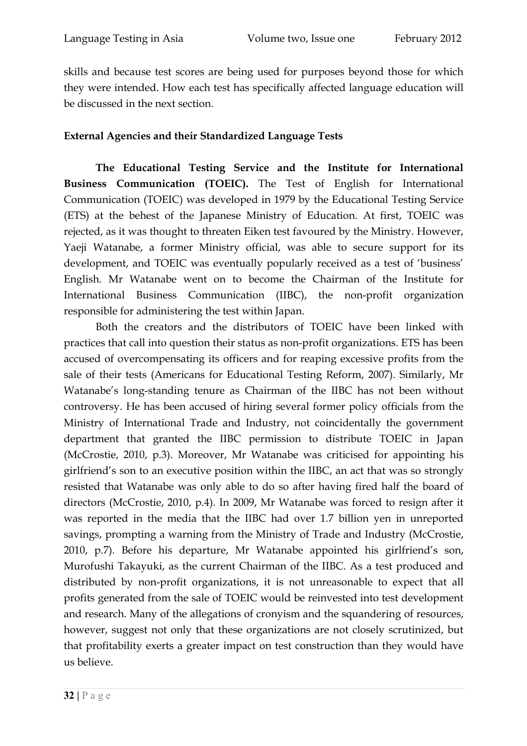skills and because test scores are being used for purposes beyond those for which they were intended. How each test has specifically affected language education will be discussed in the next section.

## External Agencies and their Standardized Language Tests

**The Educational Testing Service and the Institute for International Business Communication (TOEIC).** The Test of English for International Communication (TOEIC) was developed in 1979 by the Educational Testing Service (ETS) at the behest of the Japanese Ministry of Education. At first, TOEIC was rejected, as it was thought to threaten Eiken test favoured by the Ministry. However, Yaeji Watanabe, a former Ministry official, was able to secure support for its development, and TOEIC was eventually popularly received as a test of 'business' English. Mr Watanabe went on to become the Chairman of the Institute for International Business Communication (IIBC), the non-profit organization responsible for administering the test within Japan.

Both the creators and the distributors of TOEIC have been linked with practices that call into question their status as non-profit organizations. ETS has been accused of overcompensating its officers and for reaping excessive profits from the sale of their tests (Americans for Educational Testing Reform, 2007). Similarly, Mr Watanabe's long-standing tenure as Chairman of the IIBC has not been without controversy. He has been accused of hiring several former policy officials from the Ministry of International Trade and Industry, not coincidentally the government department that granted the IIBC permission to distribute TOEIC in Japan (McCrostie, 2010, p.3). Moreover, Mr Watanabe was criticised for appointing his girlfriend's son to an executive position within the IIBC, an act that was so strongly resisted that Watanabe was only able to do so after having fired half the board of directors (McCrostie, 2010, p.4). In 2009, Mr Watanabe was forced to resign after it was reported in the media that the IIBC had over 1.7 billion yen in unreported savings, prompting a warning from the Ministry of Trade and Industry (McCrostie, 2010, p.7). Before his departure, Mr Watanabe appointed his girlfriend's son, Murofushi Takayuki, as the current Chairman of the IIBC. As a test produced and distributed by non-profit organizations, it is not unreasonable to expect that all profits generated from the sale of TOEIC would be reinvested into test development and research. Many of the allegations of cronyism and the squandering of resources, however, suggest not only that these organizations are not closely scrutinized, but that profitability exerts a greater impact on test construction than they would have us believe.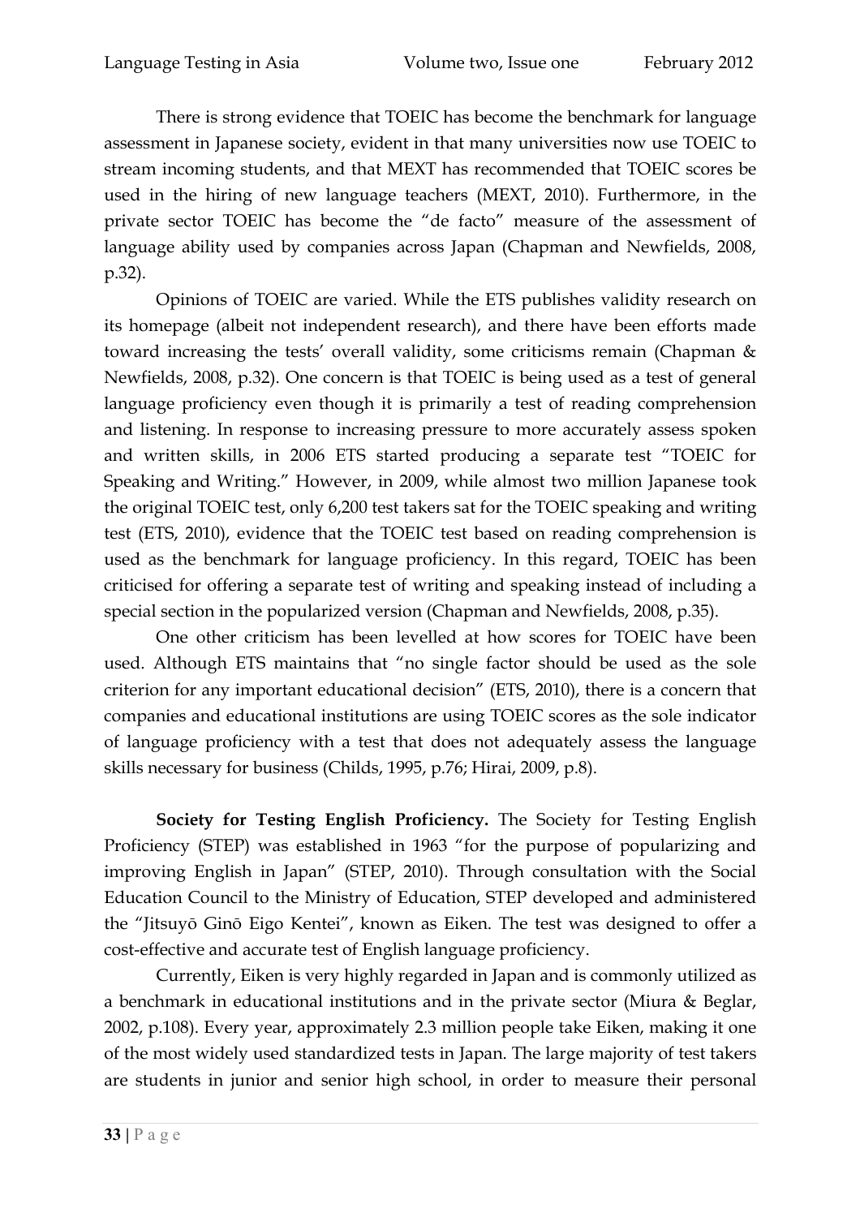There is strong evidence that TOEIC has become the benchmark for language assessment in Japanese society, evident in that many universities now use TOEIC to stream incoming students, and that MEXT has recommended that TOEIC scores be used in the hiring of new language teachers (MEXT, 2010). Furthermore, in the private sector TOEIC has become the "de facto" measure of the assessment of language ability used by companies across Japan (Chapman and Newfields, 2008, p.32).

Opinions of TOEIC are varied. While the ETS publishes validity research on its homepage (albeit not independent research), and there have been efforts made toward increasing the tests' overall validity, some criticisms remain (Chapman & Newfields, 2008, p.32). One concern is that TOEIC is being used as a test of general language proficiency even though it is primarily a test of reading comprehension and listening. In response to increasing pressure to more accurately assess spoken and written skills, in 2006 ETS started producing a separate test "TOEIC for Speaking and Writing." However, in 2009, while almost two million Japanese took the original TOEIC test, only 6,200 test takers sat for the TOEIC speaking and writing test (ETS, 2010), evidence that the TOEIC test based on reading comprehension is used as the benchmark for language proficiency. In this regard, TOEIC has been criticised for offering a separate test of writing and speaking instead of including a special section in the popularized version (Chapman and Newfields, 2008, p.35).

One other criticism has been levelled at how scores for TOEIC have been used. Although ETS maintains that "no single factor should be used as the sole criterion for any important educational decision" (ETS, 2010), there is a concern that companies and educational institutions are using TOEIC scores as the sole indicator of language proficiency with a test that does not adequately assess the language skills necessary for business (Childs, 1995, p.76; Hirai, 2009, p.8).

**Society for Testing English Proficiency.** The Society for Testing English Proficiency (STEP) was established in 1963 "for the purpose of popularizing and improving English in Japan" (STEP, 2010). Through consultation with the Social Education Council to the Ministry of Education, STEP developed and administered the "Jitsuyō Ginō Eigo Kentei", known as Eiken. The test was designed to offer a cost-effective and accurate test of English language proficiency.

Currently, Eiken is very highly regarded in Japan and is commonly utilized as a benchmark in educational institutions and in the private sector (Miura & Beglar, 2002, p.108). Every year, approximately 2.3 million people take Eiken, making it one of the most widely used standardized tests in Japan. The large majority of test takers are students in junior and senior high school, in order to measure their personal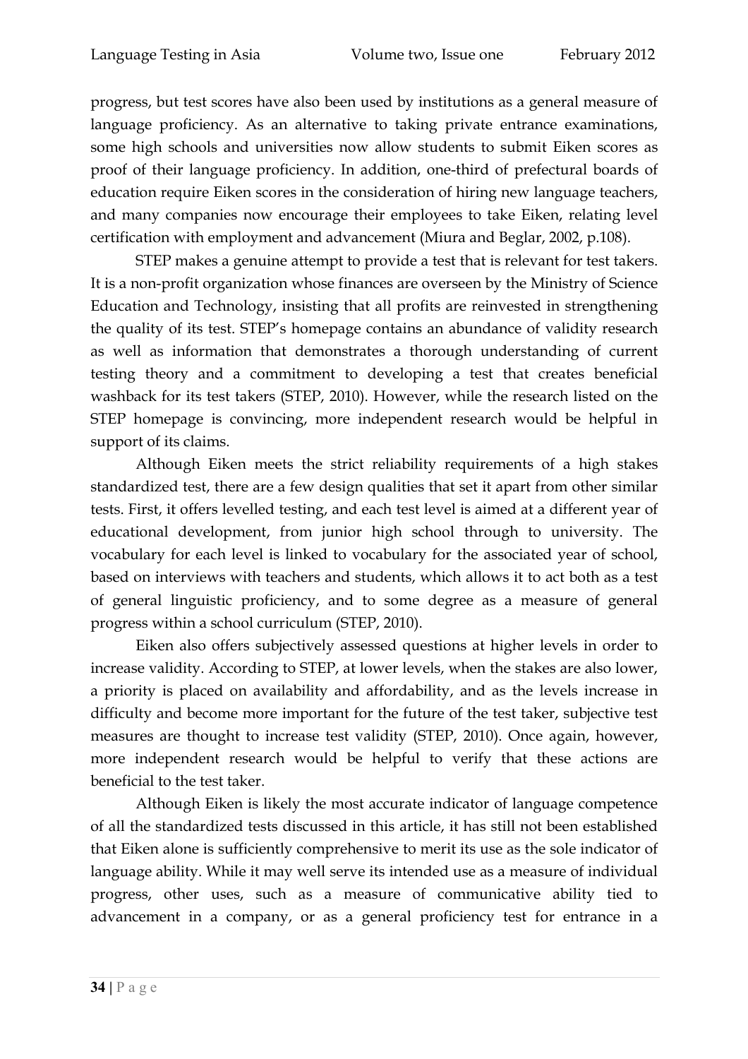progress, but test scores have also been used by institutions as a general measure of language proficiency. As an alternative to taking private entrance examinations, some high schools and universities now allow students to submit Eiken scores as proof of their language proficiency. In addition, one-third of prefectural boards of education require Eiken scores in the consideration of hiring new language teachers, and many companies now encourage their employees to take Eiken, relating level certification with employment and advancement (Miura and Beglar, 2002, p.108).

STEP makes a genuine attempt to provide a test that is relevant for test takers. It is a non-profit organization whose finances are overseen by the Ministry of Science Education and Technology, insisting that all profits are reinvested in strengthening the quality of its test. STEP's homepage contains an abundance of validity research as well as information that demonstrates a thorough understanding of current testing theory and a commitment to developing a test that creates beneficial washback for its test takers (STEP, 2010). However, while the research listed on the STEP homepage is convincing, more independent research would be helpful in support of its claims.

Although Eiken meets the strict reliability requirements of a high stakes standardized test, there are a few design qualities that set it apart from other similar tests. First, it offers levelled testing, and each test level is aimed at a different year of educational development, from junior high school through to university. The vocabulary for each level is linked to vocabulary for the associated year of school, based on interviews with teachers and students, which allows it to act both as a test of general linguistic proficiency, and to some degree as a measure of general progress within a school curriculum (STEP, 2010).

Eiken also offers subjectively assessed questions at higher levels in order to increase validity. According to STEP, at lower levels, when the stakes are also lower, a priority is placed on availability and affordability, and as the levels increase in difficulty and become more important for the future of the test taker, subjective test measures are thought to increase test validity (STEP, 2010). Once again, however, more independent research would be helpful to verify that these actions are beneficial to the test taker.

Although Eiken is likely the most accurate indicator of language competence of all the standardized tests discussed in this article, it has still not been established that Eiken alone is sufficiently comprehensive to merit its use as the sole indicator of language ability. While it may well serve its intended use as a measure of individual progress, other uses, such as a measure of communicative ability tied to advancement in a company, or as a general proficiency test for entrance in a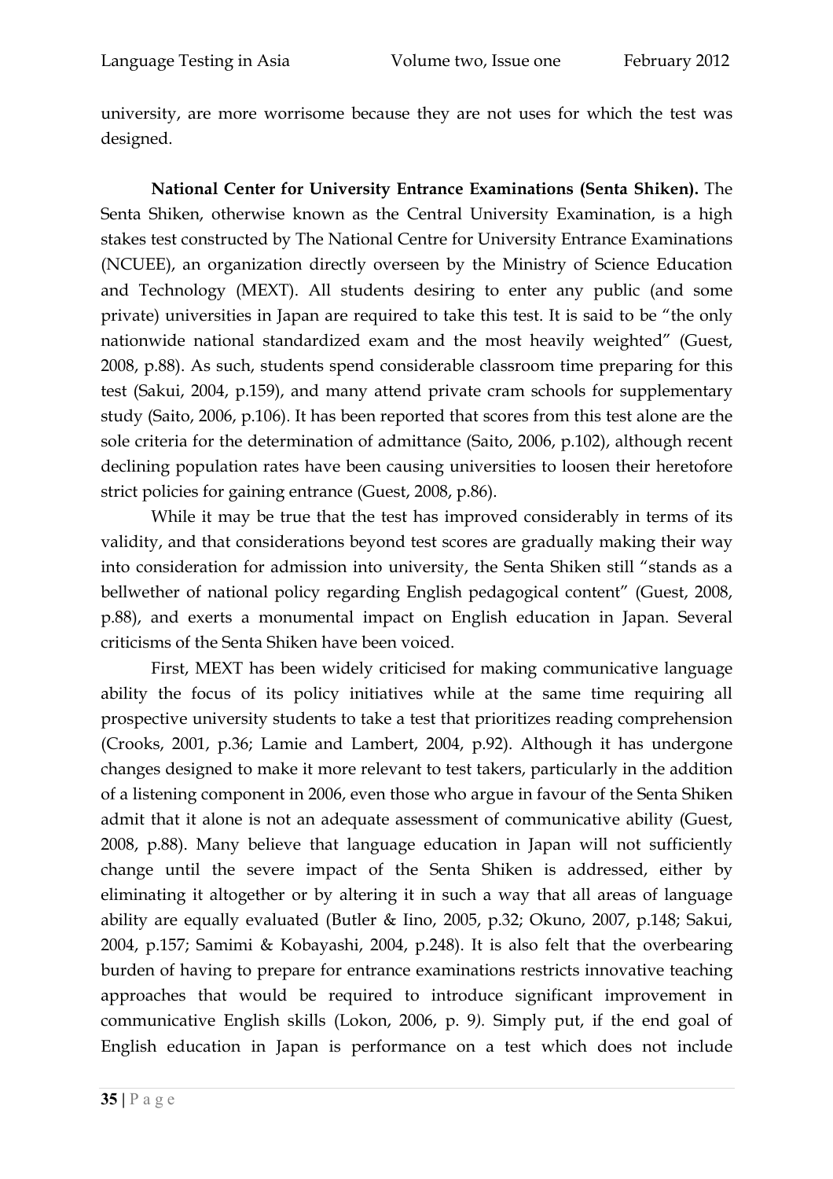university, are more worrisome because they are not uses for which the test was designed.

**National Center for University Entrance Examinations (Senta Shiken).** The Senta Shiken, otherwise known as the Central University Examination, is a high stakes test constructed by The National Centre for University Entrance Examinations (NCUEE), an organization directly overseen by the Ministry of Science Education and Technology (MEXT). All students desiring to enter any public (and some private) universities in Japan are required to take this test. It is said to be "the only nationwide national standardized exam and the most heavily weighted" (Guest, 2008, p.88). As such, students spend considerable classroom time preparing for this test (Sakui, 2004, p.159), and many attend private cram schools for supplementary study (Saito, 2006, p.106). It has been reported that scores from this test alone are the sole criteria for the determination of admittance (Saito, 2006, p.102), although recent declining population rates have been causing universities to loosen their heretofore strict policies for gaining entrance (Guest, 2008, p.86).

While it may be true that the test has improved considerably in terms of its validity, and that considerations beyond test scores are gradually making their way into consideration for admission into university, the Senta Shiken still "stands as a bellwether of national policy regarding English pedagogical content" (Guest, 2008, p.88), and exerts a monumental impact on English education in Japan. Several criticisms of the Senta Shiken have been voiced.

First, MEXT has been widely criticised for making communicative language ability the focus of its policy initiatives while at the same time requiring all prospective university students to take a test that prioritizes reading comprehension (Crooks, 2001, p.36; Lamie and Lambert, 2004, p.92). Although it has undergone changes designed to make it more relevant to test takers, particularly in the addition of a listening component in 2006, even those who argue in favour of the Senta Shiken admit that it alone is not an adequate assessment of communicative ability (Guest, 2008, p.88). Many believe that language education in Japan will not sufficiently change until the severe impact of the Senta Shiken is addressed, either by eliminating it altogether or by altering it in such a way that all areas of language ability are equally evaluated (Butler & Iino, 2005, p.32; Okuno, 2007, p.148; Sakui, 2004, p.157; Samimi & Kobayashi, 2004, p.248). It is also felt that the overbearing burden of having to prepare for entrance examinations restricts innovative teaching approaches that would be required to introduce significant improvement in communicative English skills (Lokon, 2006, p. 9). Simply put, if the end goal of English education in Japan is performance on a test which does not include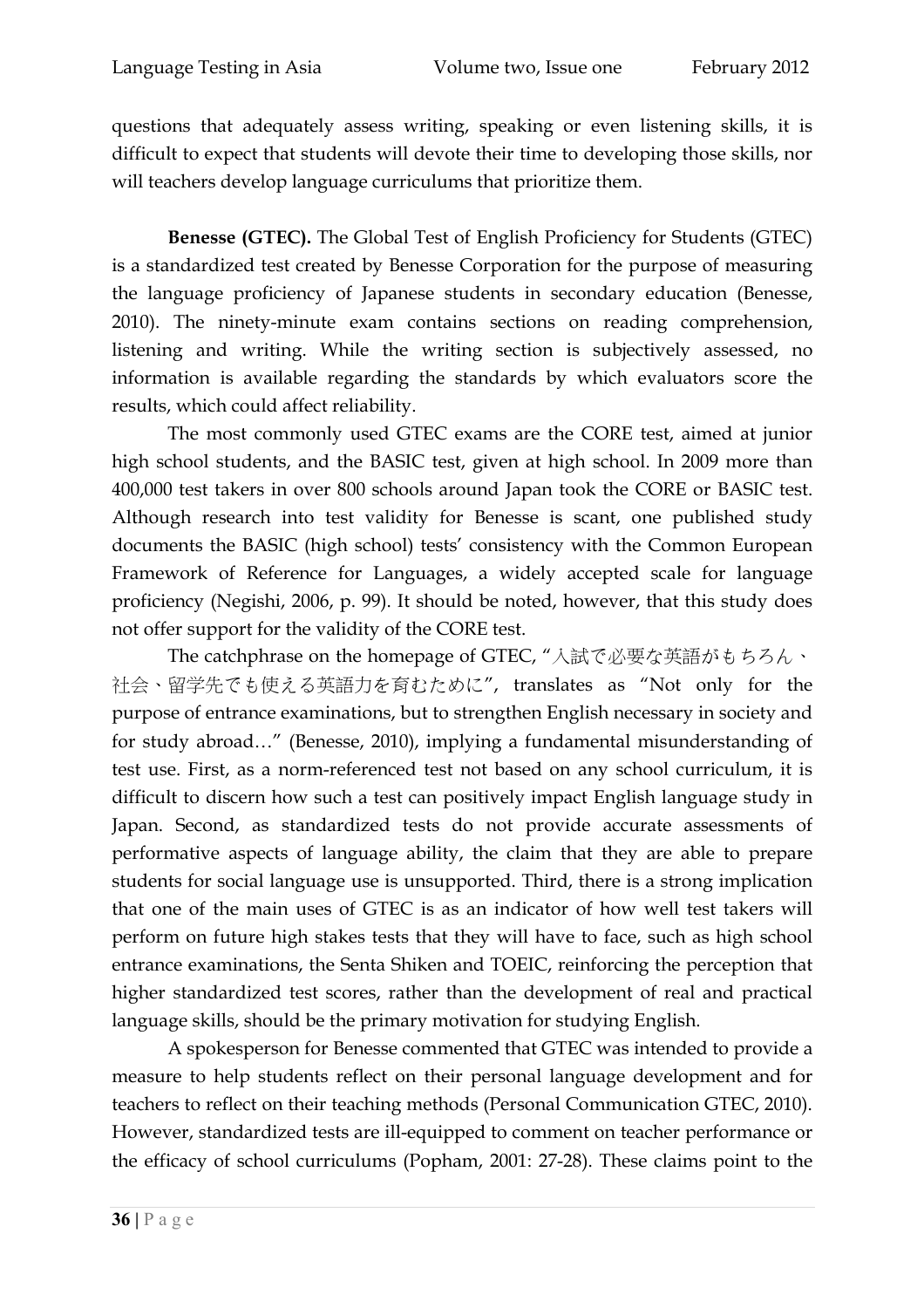questions that adequately assess writing, speaking or even listening skills, it is difficult to expect that students will devote their time to developing those skills, nor will teachers develop language curriculums that prioritize them.

**Benesse (GTEC).** The Global Test of English Proficiency for Students (GTEC) is a standardized test created by Benesse Corporation for the purpose of measuring the language proficiency of Japanese students in secondary education (Benesse, 2010). The ninety-minute exam contains sections on reading comprehension, listening and writing. While the writing section is subjectively assessed, no information is available regarding the standards by which evaluators score the results, which could affect reliability.

The most commonly used GTEC exams are the CORE test, aimed at junior high school students, and the BASIC test, given at high school. In 2009 more than 400,000 test takers in over 800 schools around Japan took the CORE or BASIC test. Although research into test validity for Benesse is scant, one published study documents the BASIC (high school) tests' consistency with the Common European Framework of Reference for Languages, a widely accepted scale for language proficiency (Negishi, 2006, p. 99). It should be noted, however, that this study does not offer support for the validity of the CORE test.

The catchphrase on the homepage of GTEC, "入試で必要な英語がもちろん、社会、留学先でも使える英語力を育むために", translates as "Not only for the purpose of entrance examinations, but to strengthen English necessary in society and for study abroad…" (Benesse, 2010), implying a fundamental misunderstanding of test use. First, as a norm-referenced test not based on any school curriculum, it is difficult to discern how such a test can positively impact English language study in Japan. Second, as standardized tests do not provide accurate assessments of performative aspects of language ability, the claim that they are able to prepare students for social language use is unsupported. Third, there is a strong implication that one of the main uses of GTEC is as an indicator of how well test takers will perform on future high stakes tests that they will have to face, such as high school entrance examinations, the Senta Shiken and TOEIC, reinforcing the perception that higher standardized test scores, rather than the development of real and practical language skills, should be the primary motivation for studying English.

A spokesperson for Benesse commented that GTEC was intended to provide a measure to help students reflect on their personal language development and for teachers to reflect on their teaching methods (Personal Communication GTEC, 2010). However, standardized tests are ill-equipped to comment on teacher performance or the efficacy of school curriculums (Popham, 2001: 27-28). These claims point to the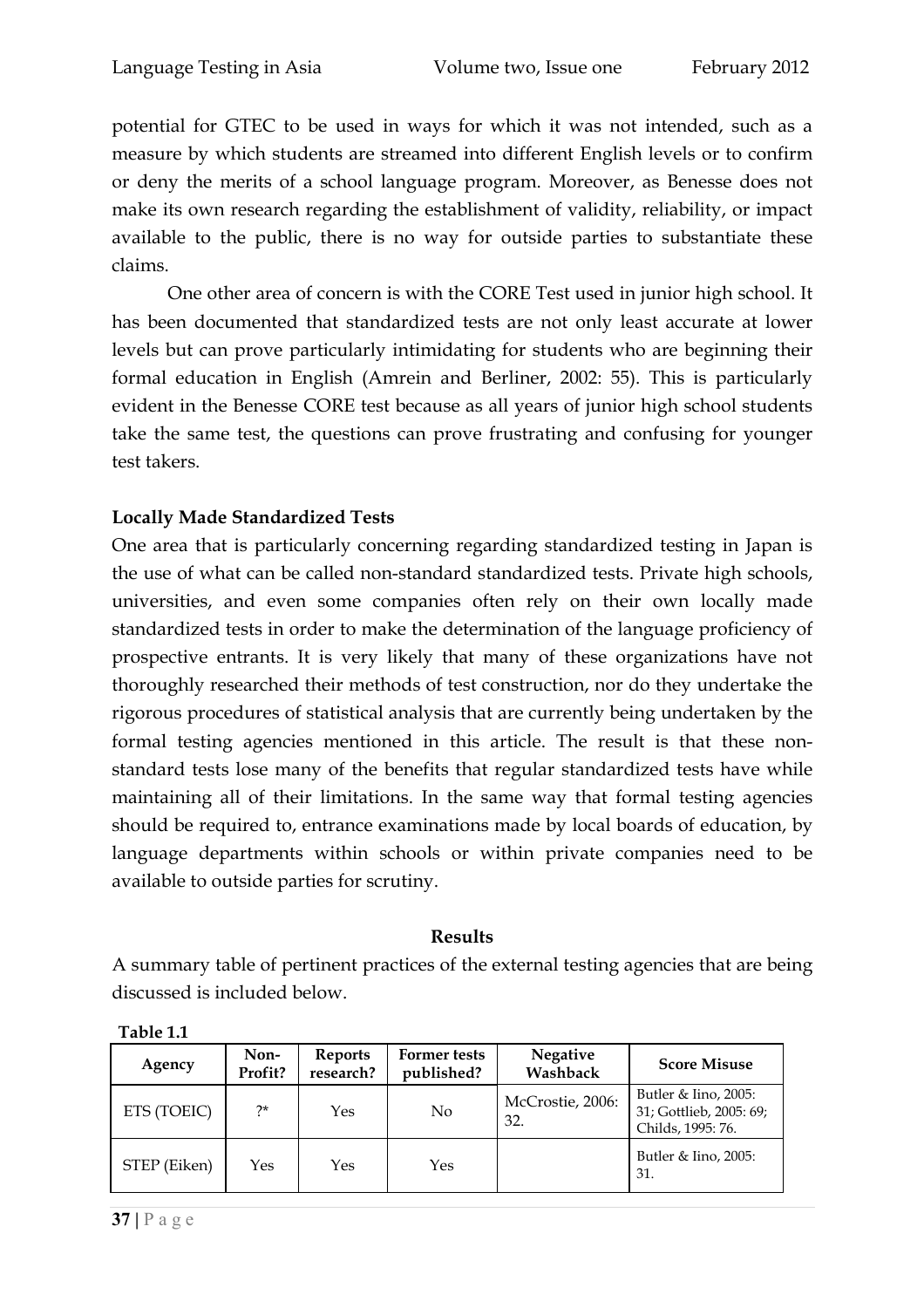potential for GTEC to be used in ways for which it was not intended, such as a measure by which students are streamed into different English levels or to confirm or deny the merits of a school language program. Moreover, as Benesse does not make its own research regarding the establishment of validity, reliability, or impact available to the public, there is no way for outside parties to substantiate these claims.

One other area of concern is with the CORE Test used in junior high school. It has been documented that standardized tests are not only least accurate at lower levels but can prove particularly intimidating for students who are beginning their formal education in English (Amrein and Berliner, 2002: 55). This is particularly evident in the Benesse CORE test because as all years of junior high school students take the same test, the questions can prove frustrating and confusing for younger test takers.

**Locally Made Standardized Tests**

One area that is particularly concerning regarding standardized testing in Japan is the use of what can be called non-standard standardized tests. Private high schools, universities, and even some companies often rely on their own locally made standardized tests in order to make the determination of the language proficiency of prospective entrants. It is very likely that many of these organizations have not thoroughly researched their methods of test construction, nor do they undertake the rigorous procedures of statistical analysis that are currently being undertaken by the formal testing agencies mentioned in this article. The result is that these non-standard tests lose many of the benefits that regular standardized tests have while maintaining all of their limitations. In the same way that formal testing agencies should be required to, entrance examinations made by local boards of education, by language departments within schools or within private companies need to be available to outside parties for scrutiny.

## Results

A summary table of pertinent practices of the external testing agencies that are being discussed is included below.

**Table 1.1**

| Agency | Non-Profit? | Reports research? | Former tests published? | Negative Washback | Score Misuse |
|---|---|---|---|---|---|
| ETS (TOEIC) | ?* | Yes | No | McCrostie, 2006: 32. | Butler & Iino, 2005: 31; Gottlieb, 2005: 69; Childs, 1995: 76. |
| STEP (Eiken) | Yes | Yes | Yes | | Butler & Iino, 2005: 31. |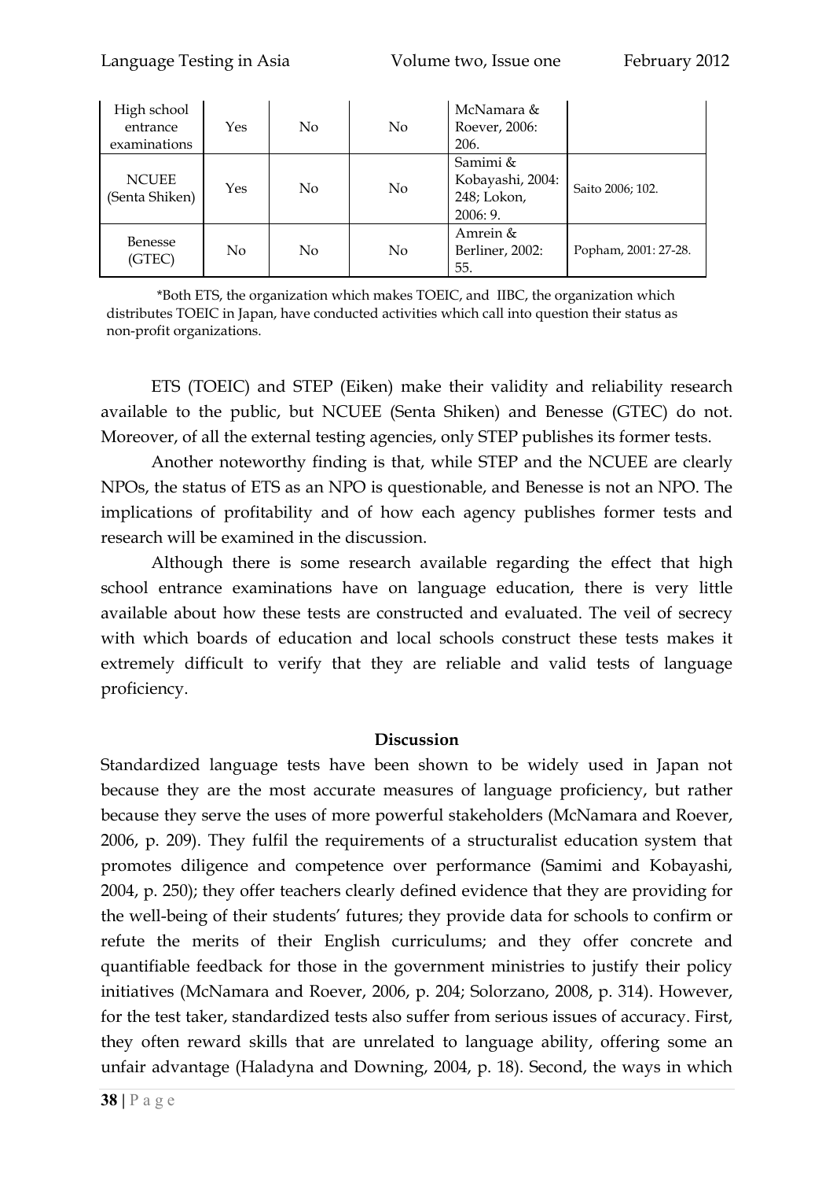| High school entrance examinations | Yes | No | No | McNamara & Roever, 2006: 206. | |
|---|---|---|---|---|---|
| NCUEE (Senta Shiken) | Yes | No | No | Samimi & Kobayashi, 2004: 248; Lokon, 2006: 9. | Saito 2006; 102. |
| Benesse (GTEC) | No | No | No | Amrein & Berliner, 2002: 55. | Popham, 2001: 27-28. |

*Both ETS, the organization which makes TOEIC, and IIBC, the organization which distributes TOEIC in Japan, have conducted activities which call into question their status as non-profit organizations.

ETS (TOEIC) and STEP (Eiken) make their validity and reliability research available to the public, but NCUEE (Senta Shiken) and Benesse (GTEC) do not. Moreover, of all the external testing agencies, only STEP publishes its former tests.

Another noteworthy finding is that, while STEP and the NCUEE are clearly NPOs, the status of ETS as an NPO is questionable, and Benesse is not an NPO. The implications of profitability and of how each agency publishes former tests and research will be examined in the discussion.

Although there is some research available regarding the effect that high school entrance examinations have on language education, there is very little available about how these tests are constructed and evaluated. The veil of secrecy with which boards of education and local schools construct these tests makes it extremely difficult to verify that they are reliable and valid tests of language proficiency.

## Discussion

Standardized language tests have been shown to be widely used in Japan not because they are the most accurate measures of language proficiency, but rather because they serve the uses of more powerful stakeholders (McNamara and Roever, 2006, p. 209). They fulfil the requirements of a structuralist education system that promotes diligence and competence over performance (Samimi and Kobayashi, 2004, p. 250); they offer teachers clearly defined evidence that they are providing for the well-being of their students' futures; they provide data for schools to confirm or refute the merits of their English curriculums; and they offer concrete and quantifiable feedback for those in the government ministries to justify their policy initiatives (McNamara and Roever, 2006, p. 204; Solorzano, 2008, p. 314). However, for the test taker, standardized tests also suffer from serious issues of accuracy. First, they often reward skills that are unrelated to language ability, offering some an unfair advantage (Haladyna and Downing, 2004, p. 18). Second, the ways in which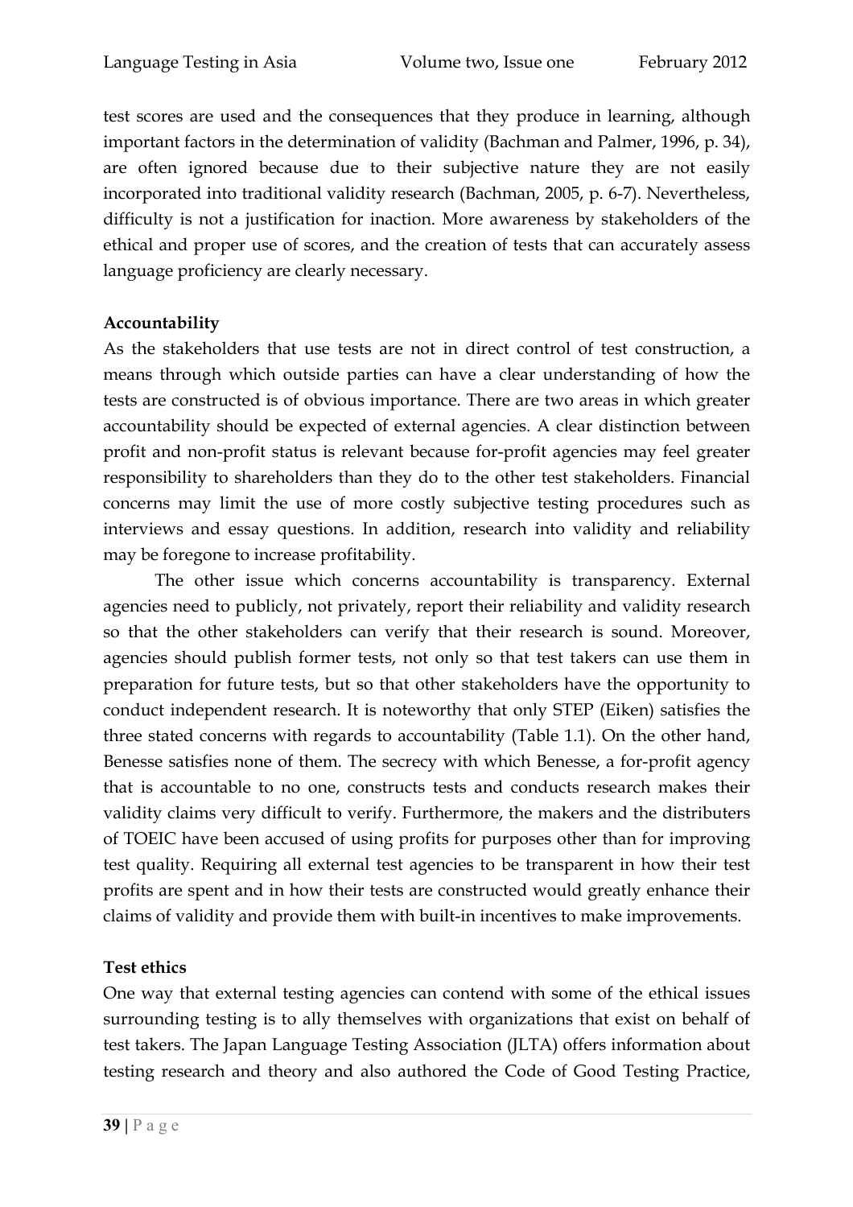test scores are used and the consequences that they produce in learning, although important factors in the determination of validity (Bachman and Palmer, 1996, p. 34), are often ignored because due to their subjective nature they are not easily incorporated into traditional validity research (Bachman, 2005, p. 6-7). Nevertheless, difficulty is not a justification for inaction. More awareness by stakeholders of the ethical and proper use of scores, and the creation of tests that can accurately assess language proficiency are clearly necessary.

**Accountability**

As the stakeholders that use tests are not in direct control of test construction, a means through which outside parties can have a clear understanding of how the tests are constructed is of obvious importance. There are two areas in which greater accountability should be expected of external agencies. A clear distinction between profit and non-profit status is relevant because for-profit agencies may feel greater responsibility to shareholders than they do to the other test stakeholders. Financial concerns may limit the use of more costly subjective testing procedures such as interviews and essay questions. In addition, research into validity and reliability may be foregone to increase profitability.

The other issue which concerns accountability is transparency. External agencies need to publicly, not privately, report their reliability and validity research so that the other stakeholders can verify that their research is sound. Moreover, agencies should publish former tests, not only so that test takers can use them in preparation for future tests, but so that other stakeholders have the opportunity to conduct independent research. It is noteworthy that only STEP (Eiken) satisfies the three stated concerns with regards to accountability (Table 1.1). On the other hand, Benesse satisfies none of them. The secrecy with which Benesse, a for-profit agency that is accountable to no one, constructs tests and conducts research makes their validity claims very difficult to verify. Furthermore, the makers and the distributers of TOEIC have been accused of using profits for purposes other than for improving test quality. Requiring all external test agencies to be transparent in how their test profits are spent and in how their tests are constructed would greatly enhance their claims of validity and provide them with built-in incentives to make improvements.

**Test ethics**

One way that external testing agencies can contend with some of the ethical issues surrounding testing is to ally themselves with organizations that exist on behalf of test takers. The Japan Language Testing Association (JLTA) offers information about testing research and theory and also authored the Code of Good Testing Practice,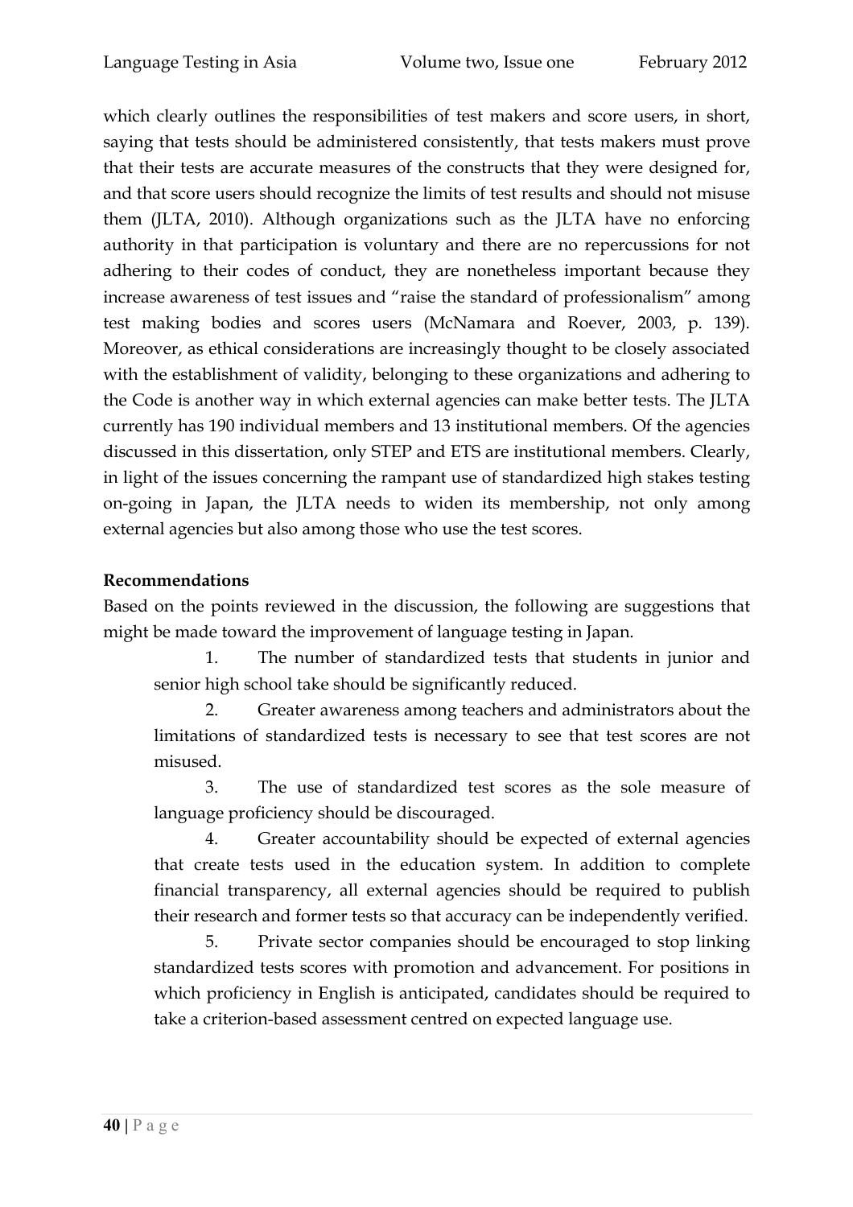which clearly outlines the responsibilities of test makers and score users, in short, saying that tests should be administered consistently, that tests makers must prove that their tests are accurate measures of the constructs that they were designed for, and that score users should recognize the limits of test results and should not misuse them (JLTA, 2010). Although organizations such as the JLTA have no enforcing authority in that participation is voluntary and there are no repercussions for not adhering to their codes of conduct, they are nonetheless important because they increase awareness of test issues and "raise the standard of professionalism" among test making bodies and scores users (McNamara and Roever, 2003, p. 139). Moreover, as ethical considerations are increasingly thought to be closely associated with the establishment of validity, belonging to these organizations and adhering to the Code is another way in which external agencies can make better tests. The JLTA currently has 190 individual members and 13 institutional members. Of the agencies discussed in this dissertation, only STEP and ETS are institutional members. Clearly, in light of the issues concerning the rampant use of standardized high stakes testing on-going in Japan, the JLTA needs to widen its membership, not only among external agencies but also among those who use the test scores.

**Recommendations**

Based on the points reviewed in the discussion, the following are suggestions that might be made toward the improvement of language testing in Japan.

1. The number of standardized tests that students in junior and senior high school take should be significantly reduced.
2. Greater awareness among teachers and administrators about the limitations of standardized tests is necessary to see that test scores are not misused.
3. The use of standardized test scores as the sole measure of language proficiency should be discouraged.
4. Greater accountability should be expected of external agencies that create tests used in the education system. In addition to complete financial transparency, all external agencies should be required to publish their research and former tests so that accuracy can be independently verified.
5. Private sector companies should be encouraged to stop linking standardized tests scores with promotion and advancement. For positions in which proficiency in English is anticipated, candidates should be required to take a criterion-based assessment centred on expected language use.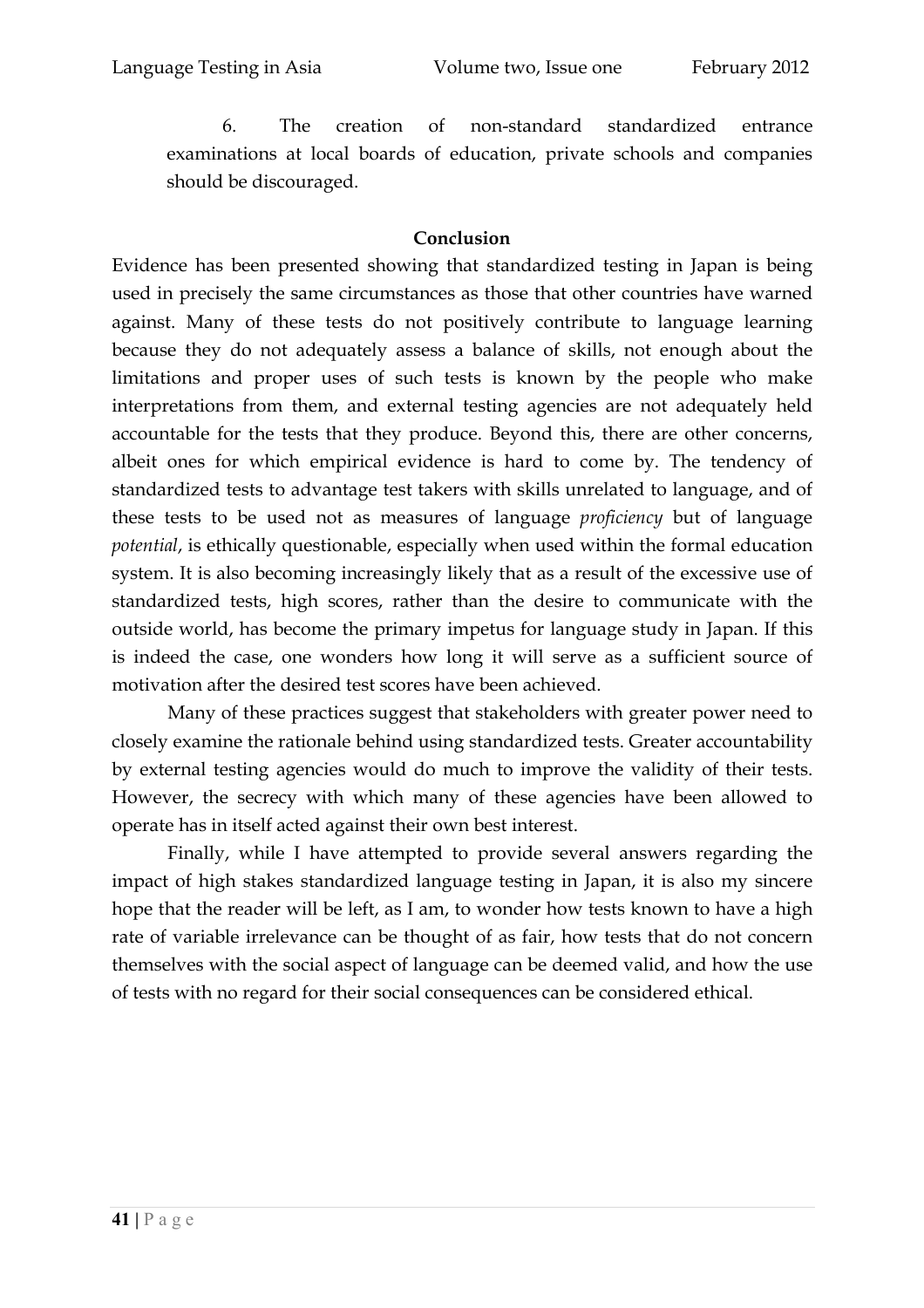6. The creation of non-standard standardized entrance examinations at local boards of education, private schools and companies should be discouraged.

## Conclusion

Evidence has been presented showing that standardized testing in Japan is being used in precisely the same circumstances as those that other countries have warned against. Many of these tests do not positively contribute to language learning because they do not adequately assess a balance of skills, not enough about the limitations and proper uses of such tests is known by the people who make interpretations from them, and external testing agencies are not adequately held accountable for the tests that they produce. Beyond this, there are other concerns, albeit ones for which empirical evidence is hard to come by. The tendency of standardized tests to advantage test takers with skills unrelated to language, and of these tests to be used not as measures of language *proficiency* but of language *potential*, is ethically questionable, especially when used within the formal education system. It is also becoming increasingly likely that as a result of the excessive use of standardized tests, high scores, rather than the desire to communicate with the outside world, has become the primary impetus for language study in Japan. If this is indeed the case, one wonders how long it will serve as a sufficient source of motivation after the desired test scores have been achieved.

Many of these practices suggest that stakeholders with greater power need to closely examine the rationale behind using standardized tests. Greater accountability by external testing agencies would do much to improve the validity of their tests. However, the secrecy with which many of these agencies have been allowed to operate has in itself acted against their own best interest.

Finally, while I have attempted to provide several answers regarding the impact of high stakes standardized language testing in Japan, it is also my sincere hope that the reader will be left, as I am, to wonder how tests known to have a high rate of variable irrelevance can be thought of as fair, how tests that do not concern themselves with the social aspect of language can be deemed valid, and how the use of tests with no regard for their social consequences can be considered ethical.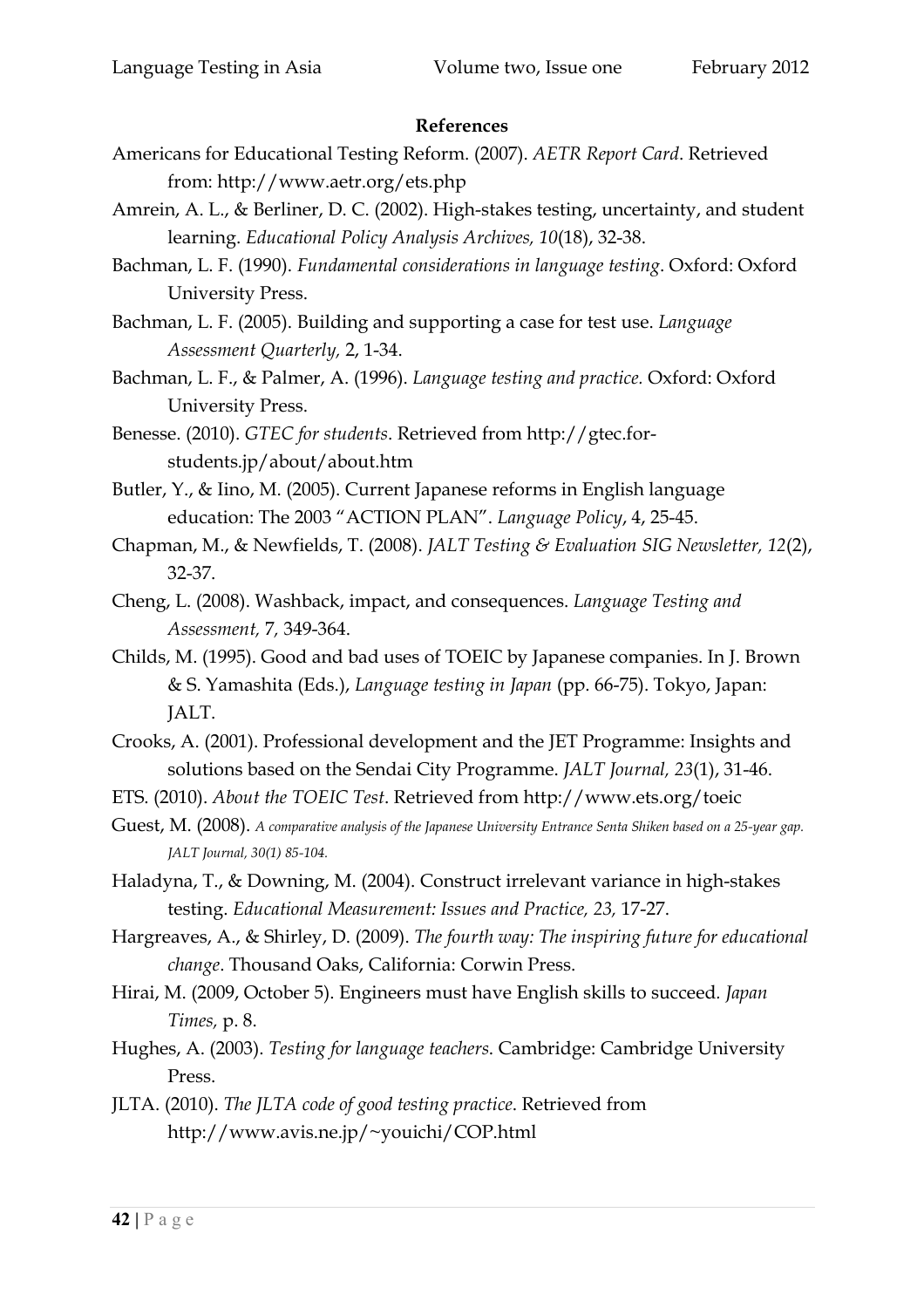**References**

Americans for Educational Testing Reform. (2007). *AETR Report Card*. Retrieved from: http://www.aetr.org/ets.php

Amrein, A. L., & Berliner, D. C. (2002). High-stakes testing, uncertainty, and student learning. *Educational Policy Analysis Archives, 10*(18), 32-38.

Bachman, L. F. (1990). *Fundamental considerations in language testing*. Oxford: Oxford University Press.

Bachman, L. F. (2005). Building and supporting a case for test use. *Language Assessment Quarterly,* 2, 1-34.

Bachman, L. F., & Palmer, A. (1996). *Language testing and practice.* Oxford: Oxford University Press.

Benesse. (2010). *GTEC for students*. Retrieved from http://gtec.for-students.jp/about/about.htm

Butler, Y., & Iino, M. (2005). Current Japanese reforms in English language education: The 2003 "ACTION PLAN". *Language Policy*, 4, 25-45.

Chapman, M., & Newfields, T. (2008). *JALT Testing & Evaluation SIG Newsletter, 12*(2), 32-37.

Cheng, L. (2008). Washback, impact, and consequences. *Language Testing and Assessment*, 7, 349-364.

Childs, M. (1995). Good and bad uses of TOEIC by Japanese companies. In J. Brown & S. Yamashita (Eds.), *Language testing in Japan* (pp. 66-75). Tokyo, Japan: JALT.

Crooks, A. (2001). Professional development and the JET Programme: Insights and solutions based on the Sendai City Programme. *JALT Journal, 23*(1), 31-46.

ETS. (2010). *About the TOEIC Test*. Retrieved from http://www.ets.org/toeic

Guest, M. (2008). *A comparative analysis of the Japanese University Entrance Senta Shiken based on a 25-year gap. JALT Journal, 30(1) 85-104.*

Haladyna, T., & Downing, M. (2004). Construct irrelevant variance in high-stakes testing. *Educational Measurement: Issues and Practice, 23,* 17-27.

Hargreaves, A., & Shirley, D. (2009). *The fourth way: The inspiring future for educational change*. Thousand Oaks, California: Corwin Press.

Hirai, M. (2009, October 5). Engineers must have English skills to succeed. *Japan Times,* p. 8.

Hughes, A. (2003). *Testing for language teachers*. Cambridge: Cambridge University Press.

JLTA. (2010). *The JLTA code of good testing practice*. Retrieved from http://www.avis.ne.jp/~youichi/COP.html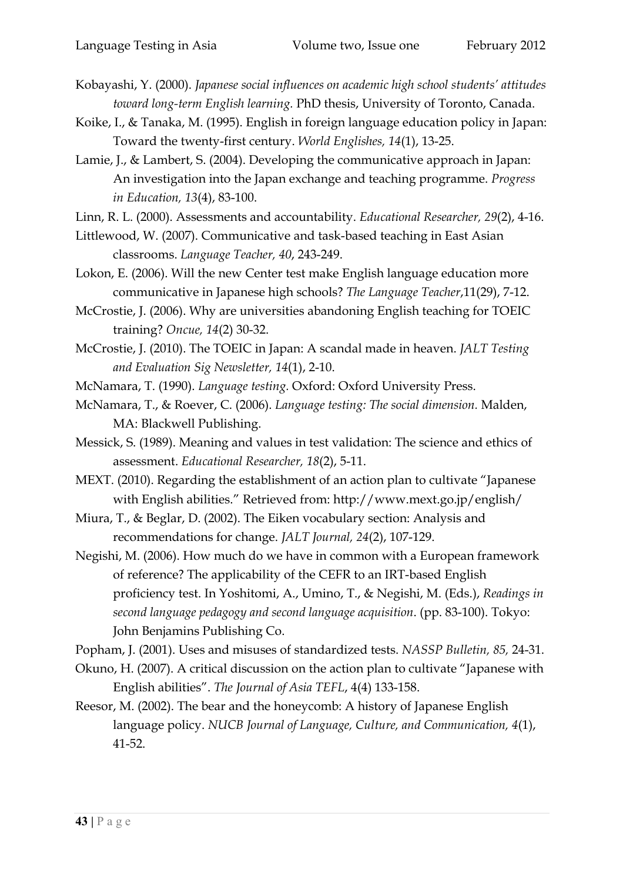Kobayashi, Y. (2000). *Japanese social influences on academic high school students' attitudes toward long-term English learning.* PhD thesis, University of Toronto, Canada.

Koike, I., & Tanaka, M. (1995). English in foreign language education policy in Japan: Toward the twenty-first century. *World Englishes, 14*(1), 13-25.

Lamie, J., & Lambert, S. (2004). Developing the communicative approach in Japan: An investigation into the Japan exchange and teaching programme. *Progress in Education, 13*(4), 83-100.

Linn, R. L. (2000). Assessments and accountability. *Educational Researcher, 29*(2), 4-16.

Littlewood, W. (2007). Communicative and task-based teaching in East Asian classrooms. *Language Teacher, 40*, 243-249.

Lokon, E. (2006). Will the new Center test make English language education more communicative in Japanese high schools? *The Language Teacher*,11(29), 7-12.

McCrostie, J. (2006). Why are universities abandoning English teaching for TOEIC training? *Oncue, 14*(2) 30-32.

McCrostie, J. (2010). The TOEIC in Japan: A scandal made in heaven. *JALT Testing and Evaluation Sig Newsletter, 14*(1), 2-10.

McNamara, T. (1990). *Language testing*. Oxford: Oxford University Press.

McNamara, T., & Roever, C. (2006). *Language testing: The social dimension.* Malden, MA: Blackwell Publishing.

Messick, S. (1989). Meaning and values in test validation: The science and ethics of assessment. *Educational Researcher, 18*(2), 5-11.

MEXT. (2010). Regarding the establishment of an action plan to cultivate "Japanese with English abilities." Retrieved from: http://www.mext.go.jp/english/

Miura, T., & Beglar, D. (2002). The Eiken vocabulary section: Analysis and recommendations for change. *JALT Journal, 24*(2), 107-129.

Negishi, M. (2006). How much do we have in common with a European framework of reference? The applicability of the CEFR to an IRT-based English proficiency test. In Yoshitomi, A., Umino, T., & Negishi, M. (Eds.), *Readings in second language pedagogy and second language acquisition*. (pp. 83-100). Tokyo: John Benjamins Publishing Co.

Popham, J. (2001). Uses and misuses of standardized tests. *NASSP Bulletin, 85,* 24-31.

Okuno, H. (2007). A critical discussion on the action plan to cultivate "Japanese with English abilities". *The Journal of Asia TEFL*, 4(4) 133-158.

Reesor, M. (2002). The bear and the honeycomb: A history of Japanese English language policy. *NUCB Journal of Language, Culture, and Communication, 4*(1), 41-52.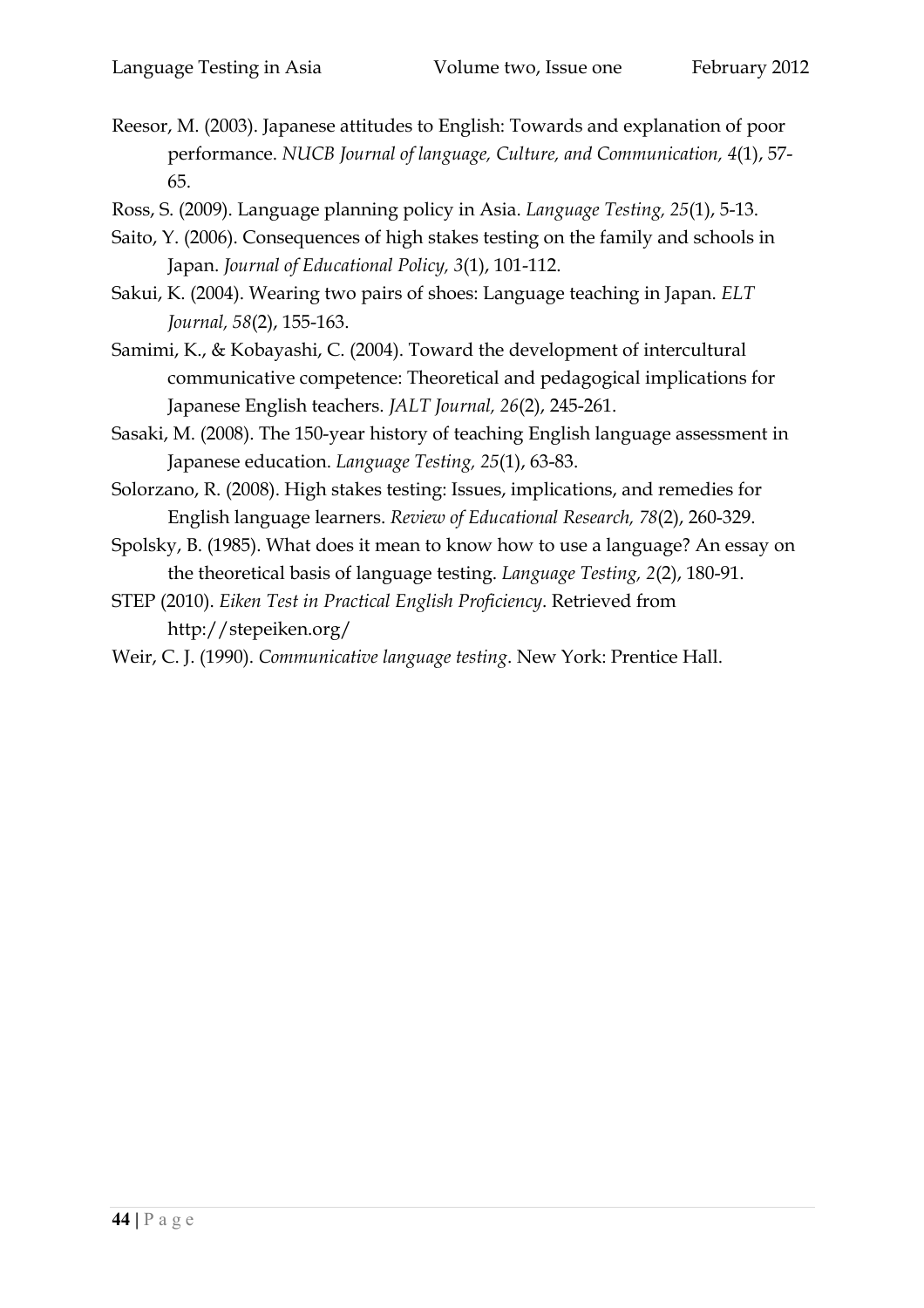Reesor, M. (2003). Japanese attitudes to English: Towards and explanation of poor performance. *NUCB Journal of language, Culture, and Communication, 4*(1), 57-65.

Ross, S. (2009). Language planning policy in Asia. *Language Testing, 25*(1), 5-13.

Saito, Y. (2006). Consequences of high stakes testing on the family and schools in Japan. *Journal of Educational Policy, 3*(1), 101-112.

Sakui, K. (2004). Wearing two pairs of shoes: Language teaching in Japan. *ELT Journal, 58*(2), 155-163.

Samimi, K., & Kobayashi, C. (2004). Toward the development of intercultural communicative competence: Theoretical and pedagogical implications for Japanese English teachers. *JALT Journal, 26*(2), 245-261.

Sasaki, M. (2008). The 150-year history of teaching English language assessment in Japanese education. *Language Testing, 25*(1), 63-83.

Solorzano, R. (2008). High stakes testing: Issues, implications, and remedies for English language learners. *Review of Educational Research, 78*(2), 260-329.

Spolsky, B. (1985). What does it mean to know how to use a language? An essay on the theoretical basis of language testing. *Language Testing, 2*(2), 180-91.

STEP (2010). *Eiken Test in Practical English Proficiency*. Retrieved from http://stepeiken.org/

Weir, C. J. (1990). *Communicative language testing*. New York: Prentice Hall.